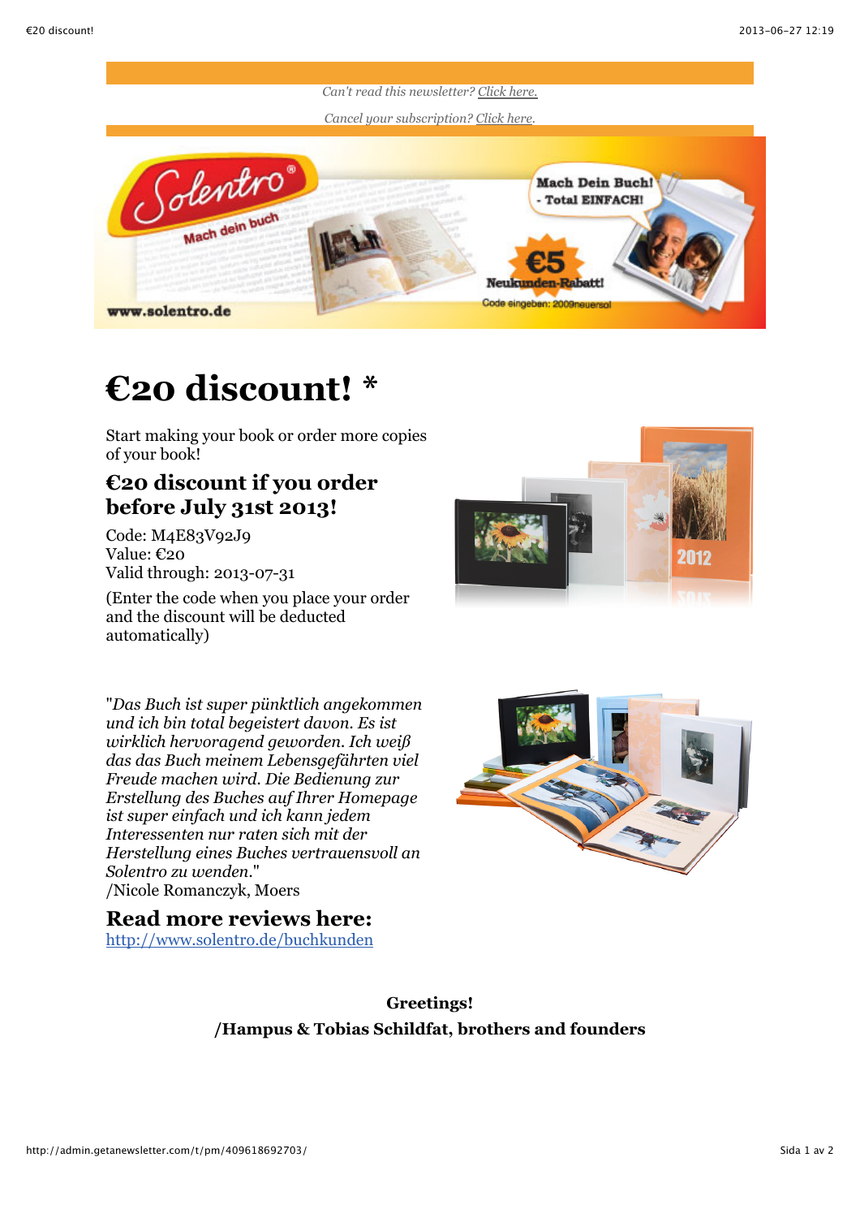*Can't read this newsletter? Click here.*

*Cancel your subscription? Click here.*

# €20 discount! *

Start making your book or order more copies of your book!

## €20 discount if you order before July 31st 2013!

Code: M4E83V92J9
Value: €20
Valid through: 2013-07-31

(Enter the code when you place your order and the discount will be deducted automatically)

"*Das Buch ist super pünktlich angekommen und ich bin total begeistert davon. Es ist wirklich hervoragend geworden. Ich weiß das das Buch meinem Lebensgefährten viel Freude machen wird. Die Bedienung zur Erstellung des Buches auf Ihrer Homepage ist super einfach und ich kann jedem Interessenten nur raten sich mit der Herstellung eines Buches vertrauensvoll an Solentro zu wenden.*"
/Nicole Romanczyk, Moers

## Read more reviews here:

http://www.solentro.de/buchkunden

**Greetings!**
**/Hampus & Tobias Schildfat, brothers and founders**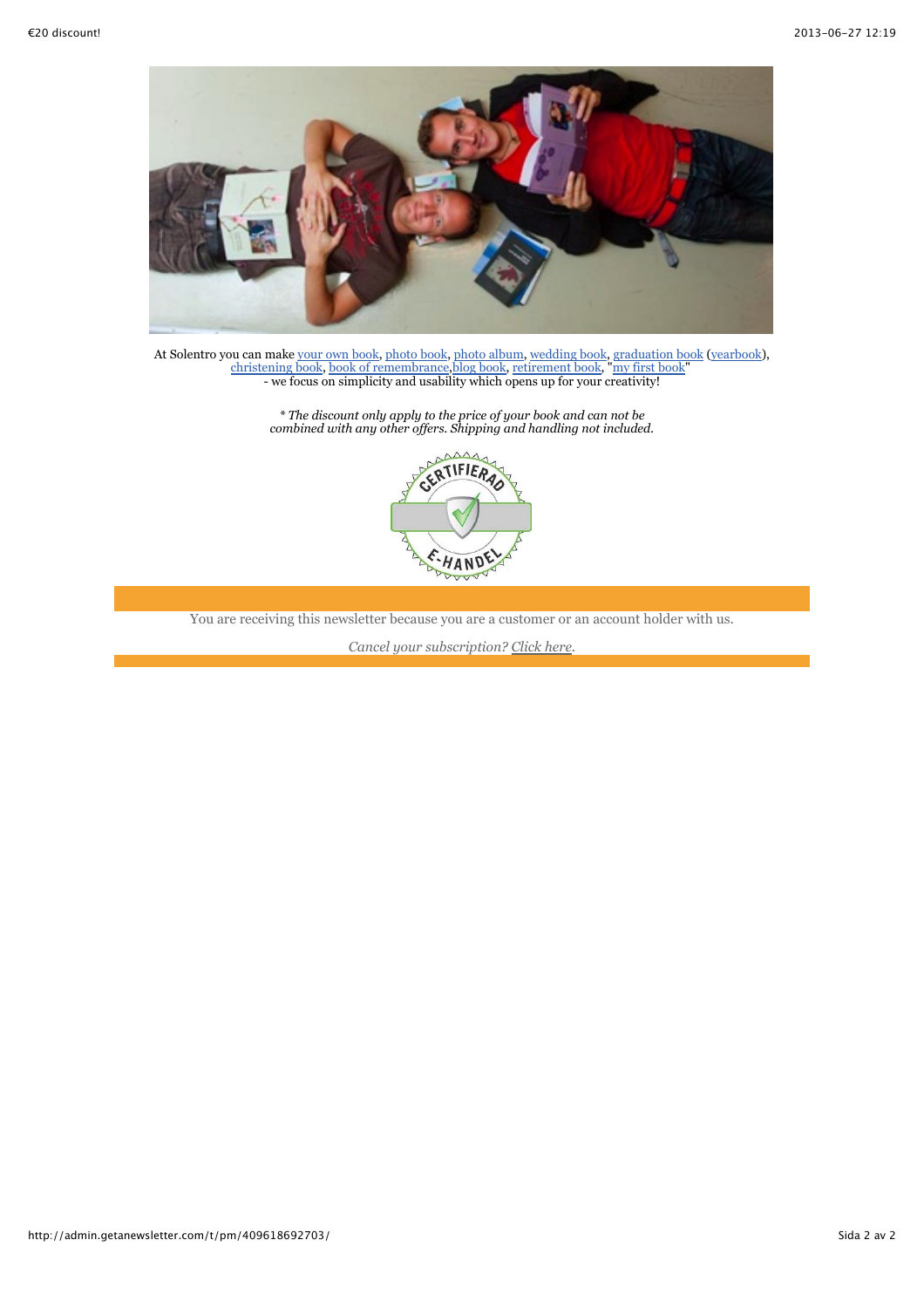At Solentro you can make your own book, photo book, photo album, wedding book, graduation book (yearbook), christening book, book of remembrance,blog book, retirement book, "my first book" - we focus on simplicity and usability which opens up for your creativity!

*\* The discount only apply to the price of your book and can not be combined with any other offers. Shipping and handling not included.*

You are receiving this newsletter because you are a customer or an account holder with us.

*Cancel your subscription? Click here.*